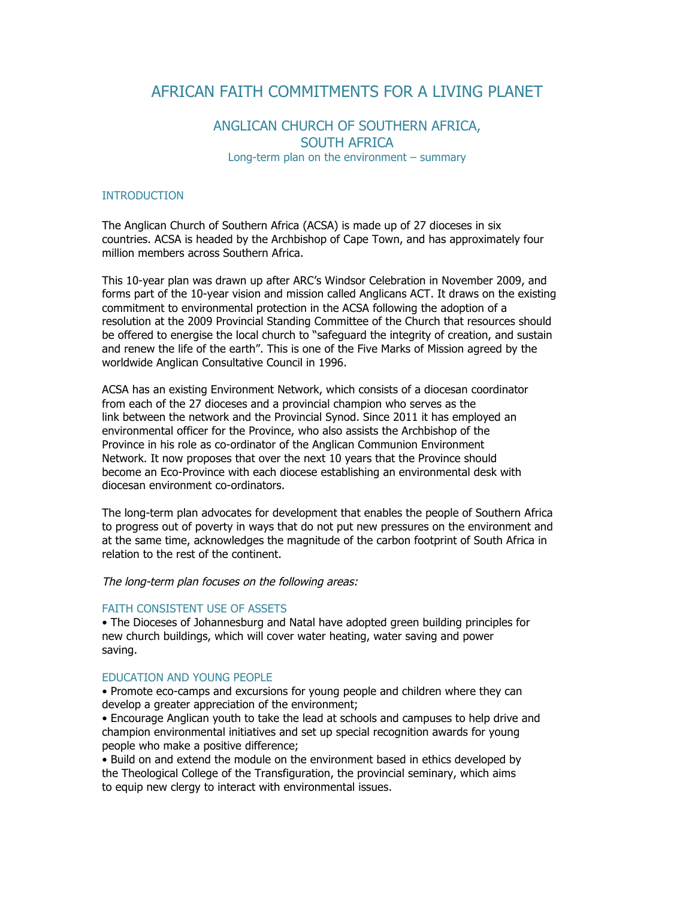# AFRICAN FAITH COMMITMENTS FOR A LIVING PLANET

## ANGLICAN CHURCH OF SOUTHERN AFRICA, SOUTH AFRICA

Long-term plan on the environment – summary

### INTRODUCTION

The Anglican Church of Southern Africa (ACSA) is made up of 27 dioceses in six countries. ACSA is headed by the Archbishop of Cape Town, and has approximately four million members across Southern Africa.

This 10-year plan was drawn up after ARC's Windsor Celebration in November 2009, and forms part of the 10-year vision and mission called Anglicans ACT. It draws on the existing commitment to environmental protection in the ACSA following the adoption of a resolution at the 2009 Provincial Standing Committee of the Church that resources should be offered to energise the local church to "safeguard the integrity of creation, and sustain and renew the life of the earth". This is one of the Five Marks of Mission agreed by the worldwide Anglican Consultative Council in 1996.

ACSA has an existing Environment Network, which consists of a diocesan coordinator from each of the 27 dioceses and a provincial champion who serves as the link between the network and the Provincial Synod. Since 2011 it has employed an environmental officer for the Province, who also assists the Archbishop of the Province in his role as co-ordinator of the Anglican Communion Environment Network. It now proposes that over the next 10 years that the Province should become an Eco-Province with each diocese establishing an environmental desk with diocesan environment co-ordinators.

The long-term plan advocates for development that enables the people of Southern Africa to progress out of poverty in ways that do not put new pressures on the environment and at the same time, acknowledges the magnitude of the carbon footprint of South Africa in relation to the rest of the continent.

*The long-term plan focuses on the following areas:*

### FAITH CONSISTENT USE OF ASSETS

- The Dioceses of Johannesburg and Natal have adopted green building principles for new church buildings, which will cover water heating, water saving and power saving.

### EDUCATION AND YOUNG PEOPLE

- Promote eco-camps and excursions for young people and children where they can develop a greater appreciation of the environment;
- Encourage Anglican youth to take the lead at schools and campuses to help drive and champion environmental initiatives and set up special recognition awards for young people who make a positive difference;
- Build on and extend the module on the environment based in ethics developed by the Theological College of the Transfiguration, the provincial seminary, which aims to equip new clergy to interact with environmental issues.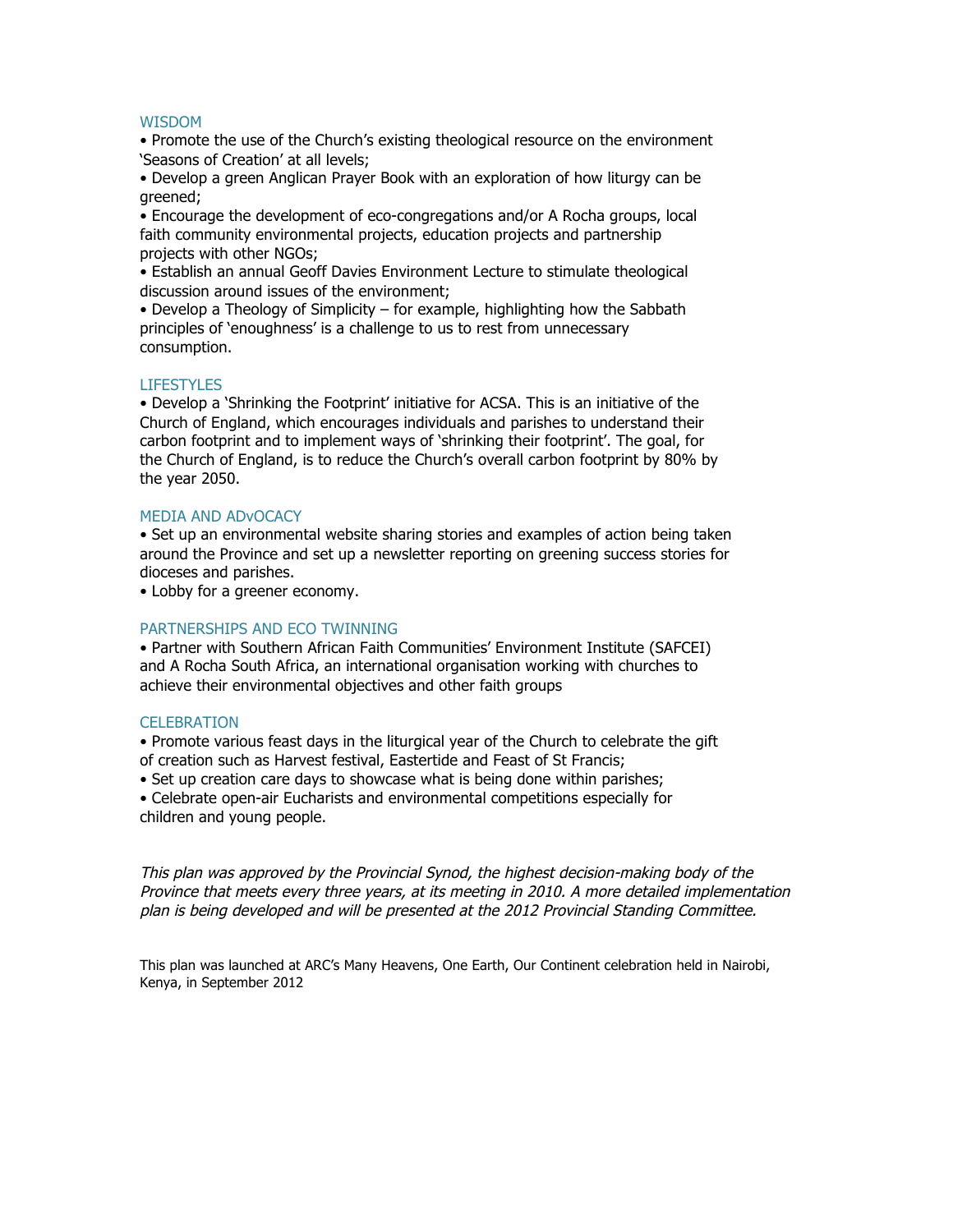## WISDOM

- Promote the use of the Church's existing theological resource on the environment 'Seasons of Creation' at all levels;
- Develop a green Anglican Prayer Book with an exploration of how liturgy can be greened;
- Encourage the development of eco-congregations and/or A Rocha groups, local faith community environmental projects, education projects and partnership projects with other NGOs;
- Establish an annual Geoff Davies Environment Lecture to stimulate theological discussion around issues of the environment;
- Develop a Theology of Simplicity – for example, highlighting how the Sabbath principles of 'enoughness' is a challenge to us to rest from unnecessary consumption.

## LIFESTYLES

- Develop a 'Shrinking the Footprint' initiative for ACSA. This is an initiative of the Church of England, which encourages individuals and parishes to understand their carbon footprint and to implement ways of 'shrinking their footprint'. The goal, for the Church of England, is to reduce the Church's overall carbon footprint by 80% by the year 2050.

## MEDIA AND ADvOCACY

- Set up an environmental website sharing stories and examples of action being taken around the Province and set up a newsletter reporting on greening success stories for dioceses and parishes.
- Lobby for a greener economy.

## PARTNERSHIPS AND ECO TWINNING

- Partner with Southern African Faith Communities' Environment Institute (SAFCEI) and A Rocha South Africa, an international organisation working with churches to achieve their environmental objectives and other faith groups

## CELEBRATION

- Promote various feast days in the liturgical year of the Church to celebrate the gift of creation such as Harvest festival, Eastertide and Feast of St Francis;
- Set up creation care days to showcase what is being done within parishes;
- Celebrate open-air Eucharists and environmental competitions especially for children and young people.

*This plan was approved by the Provincial Synod, the highest decision-making body of the Province that meets every three years, at its meeting in 2010. A more detailed implementation plan is being developed and will be presented at the 2012 Provincial Standing Committee.*

This plan was launched at ARC's Many Heavens, One Earth, Our Continent celebration held in Nairobi, Kenya, in September 2012